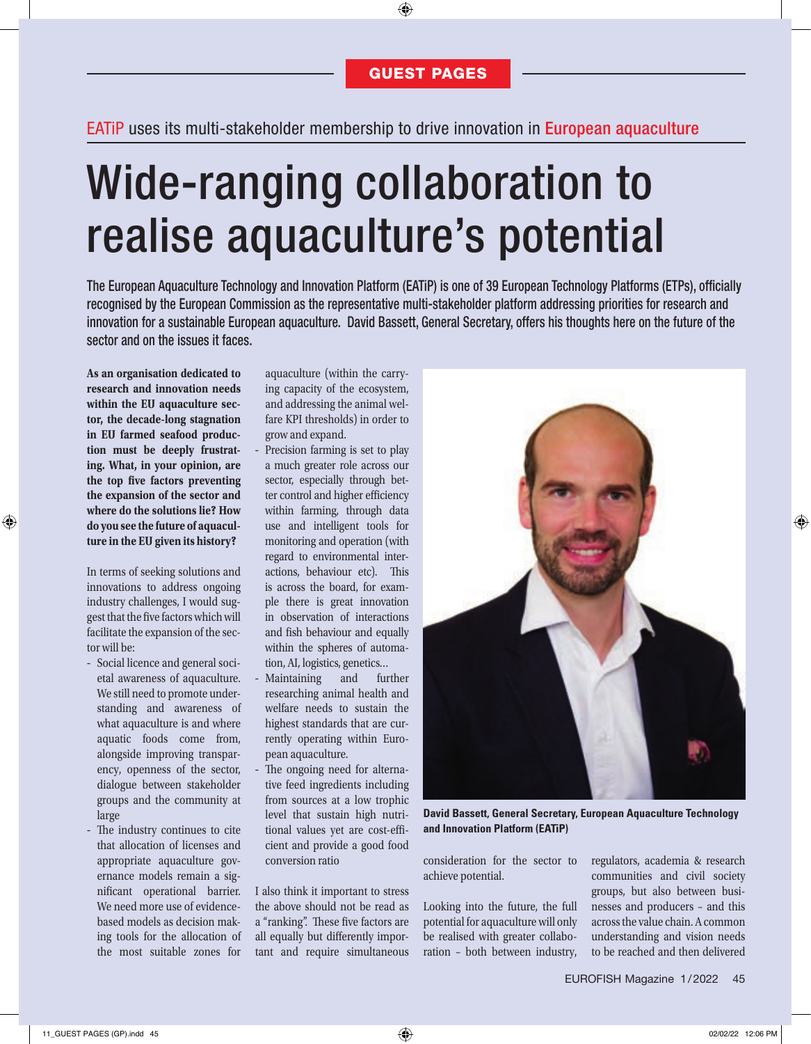GUEST PAGES

EATiP uses its multi-stakeholder membership to drive innovation in European aquaculture

# Wide-ranging collaboration to realise aquaculture's potential

The European Aquaculture Technology and Innovation Platform (EATiP) is one of 39 European Technology Platforms (ETPs), officially recognised by the European Commission as the representative multi-stakeholder platform addressing priorities for research and innovation for a sustainable European aquaculture. David Bassett, General Secretary, offers his thoughts here on the future of the sector and on the issues it faces.

**As an organisation dedicated to research and innovation needs within the EU aquaculture sector, the decade-long stagnation in EU farmed seafood production must be deeply frustrating. What, in your opinion, are the top five factors preventing the expansion of the sector and where do the solutions lie? How do you see the future of aquaculture in the EU given its history?**

In terms of seeking solutions and innovations to address ongoing industry challenges, I would suggest that the five factors which will facilitate the expansion of the sector will be:

- Social licence and general societal awareness of aquaculture. We still need to promote understanding and awareness of what aquaculture is and where aquatic foods come from, alongside improving transparency, openness of the sector, dialogue between stakeholder groups and the community at large
- The industry continues to cite that allocation of licenses and appropriate aquaculture governance models remain a significant operational barrier. We need more use of evidence-based models as decision making tools for the allocation of the most suitable zones for aquaculture (within the carrying capacity of the ecosystem, and addressing the animal welfare KPI thresholds) in order to grow and expand.
- Precision farming is set to play a much greater role across our sector, especially through better control and higher efficiency within farming, through data use and intelligent tools for monitoring and operation (with regard to environmental interactions, behaviour etc). This is across the board, for example there is great innovation in observation of interactions and fish behaviour and equally within the spheres of automation, AI, logistics, genetics…
- Maintaining and further researching animal health and welfare needs to sustain the highest standards that are currently operating within European aquaculture.
- The ongoing need for alternative feed ingredients including from sources at a low trophic level that sustain high nutritional values yet are cost-efficient and provide a good food conversion ratio

I also think it important to stress the above should not be read as a "ranking". These five factors are all equally but differently important and require simultaneous consideration for the sector to achieve potential.

David Bassett, General Secretary, European Aquaculture Technology and Innovation Platform (EATiP)

Looking into the future, the full potential for aquaculture will only be realised with greater collaboration – both between industry, regulators, academia & research communities and civil society groups, but also between businesses and producers – and this across the value chain. A common understanding and vision needs to be reached and then delivered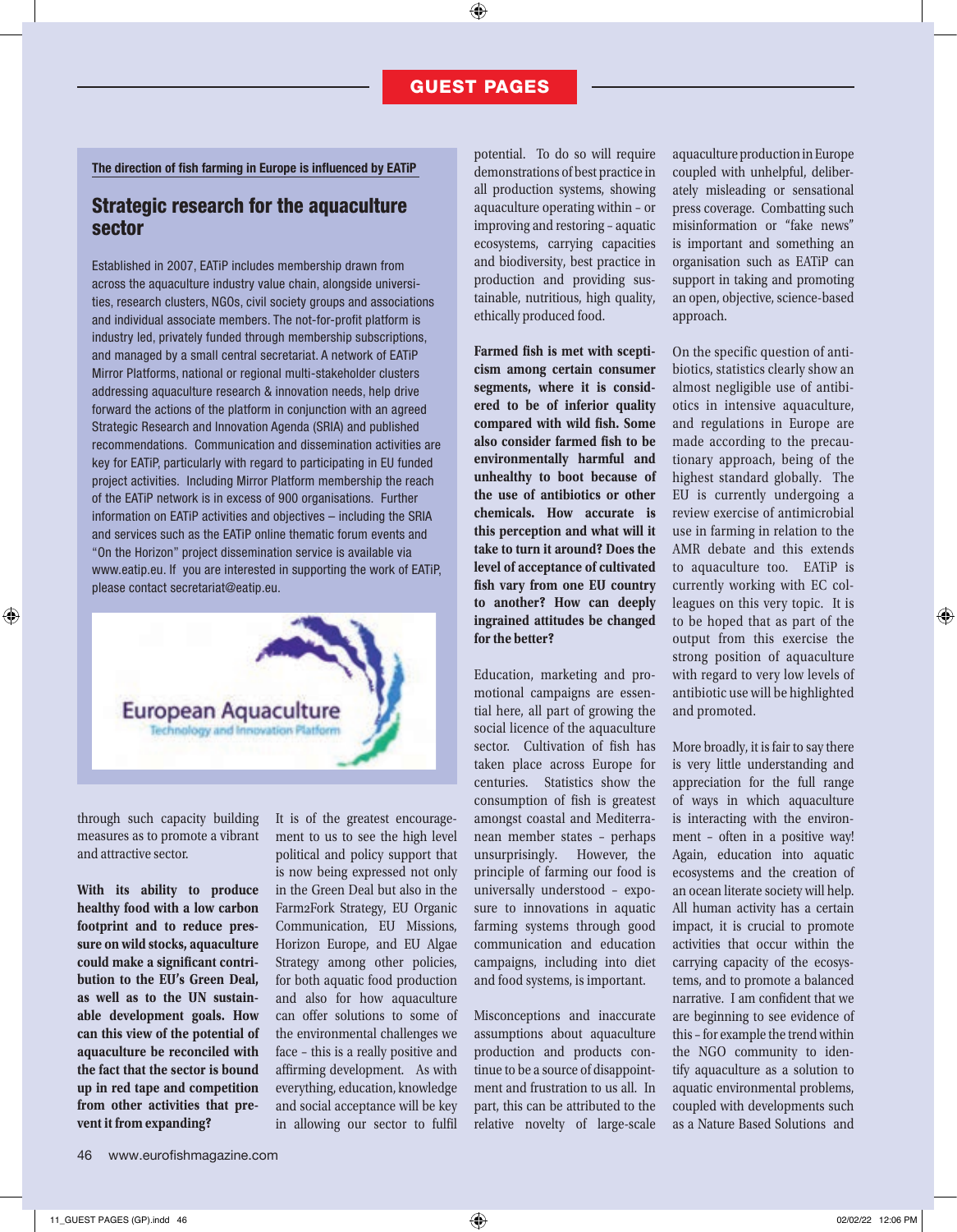## GUEST PAGES

> **The direction of fish farming in Europe is influenced by EATiP**
>
> ### Strategic research for the aquaculture sector
>
> Established in 2007, EATiP includes membership drawn from across the aquaculture industry value chain, alongside universities, research clusters, NGOs, civil society groups and associations and individual associate members. The not-for-profit platform is industry led, privately funded through membership subscriptions, and managed by a small central secretariat. A network of EATiP Mirror Platforms, national or regional multi-stakeholder clusters addressing aquaculture research & innovation needs, help drive forward the actions of the platform in conjunction with an agreed Strategic Research and Innovation Agenda (SRIA) and published recommendations. Communication and dissemination activities are key for EATiP, particularly with regard to participating in EU funded project activities. Including Mirror Platform membership the reach of the EATiP network is in excess of 900 organisations. Further information on EATiP activities and objectives – including the SRIA and services such as the EATiP online thematic forum events and "On the Horizon" project dissemination service is available via www.eatip.eu. If you are interested in supporting the work of EATiP, please contact secretariat@eatip.eu.
>
> European Aquaculture Technology and Innovation Platform

through such capacity building measures as to promote a vibrant and attractive sector.

**With its ability to produce healthy food with a low carbon footprint and to reduce pressure on wild stocks, aquaculture could make a significant contribution to the EU's Green Deal, as well as to the UN sustainable development goals. How can this view of the potential of aquaculture be reconciled with the fact that the sector is bound up in red tape and competition from other activities that prevent it from expanding?**

It is of the greatest encouragement to us to see the high level political and policy support that is now being expressed not only in the Green Deal but also in the Farm2Fork Strategy, EU Organic Communication, EU Missions, Horizon Europe, and EU Algae Strategy among other policies, for both aquatic food production and also for how aquaculture can offer solutions to some of the environmental challenges we face – this is a really positive and affirming development. As with everything, education, knowledge and social acceptance will be key in allowing our sector to fulfil potential. To do so will require demonstrations of best practice in all production systems, showing aquaculture operating within – or improving and restoring – aquatic ecosystems, carrying capacities and biodiversity, best practice in production and providing sustainable, nutritious, high quality, ethically produced food.

**Farmed fish is met with scepticism among certain consumer segments, where it is considered to be of inferior quality compared with wild fish. Some also consider farmed fish to be environmentally harmful and unhealthy to boot because of the use of antibiotics or other chemicals. How accurate is this perception and what will it take to turn it around? Does the level of acceptance of cultivated fish vary from one EU country to another? How can deeply ingrained attitudes be changed for the better?**

Education, marketing and promotional campaigns are essential here, all part of growing the social licence of the aquaculture sector. Cultivation of fish has taken place across Europe for centuries. Statistics show the consumption of fish is greatest amongst coastal and Mediterranean member states – perhaps unsurprisingly. However, the principle of farming our food is universally understood – exposure to innovations in aquatic farming systems through good communication and education campaigns, including into diet and food systems, is important.

Misconceptions and inaccurate assumptions about aquaculture production and products continue to be a source of disappointment and frustration to us all. In part, this can be attributed to the relative novelty of large-scale aquaculture production in Europe coupled with unhelpful, deliberately misleading or sensational press coverage. Combatting such misinformation or "fake news" is important and something an organisation such as EATiP can support in taking and promoting an open, objective, science-based approach.

On the specific question of antibiotics, statistics clearly show an almost negligible use of antibiotics in intensive aquaculture, and regulations in Europe are made according to the precautionary approach, being of the highest standard globally. The EU is currently undergoing a review exercise of antimicrobial use in farming in relation to the AMR debate and this extends to aquaculture too. EATiP is currently working with EC colleagues on this very topic. It is to be hoped that as part of the output from this exercise the strong position of aquaculture with regard to very low levels of antibiotic use will be highlighted and promoted.

More broadly, it is fair to say there is very little understanding and appreciation for the full range of ways in which aquaculture is interacting with the environment – often in a positive way! Again, education into aquatic ecosystems and the creation of an ocean literate society will help. All human activity has a certain impact, it is crucial to promote activities that occur within the carrying capacity of the ecosystems, and to promote a balanced narrative. I am confident that we are beginning to see evidence of this – for example the trend within the NGO community to identify aquaculture as a solution to aquatic environmental problems, coupled with developments such as a Nature Based Solutions and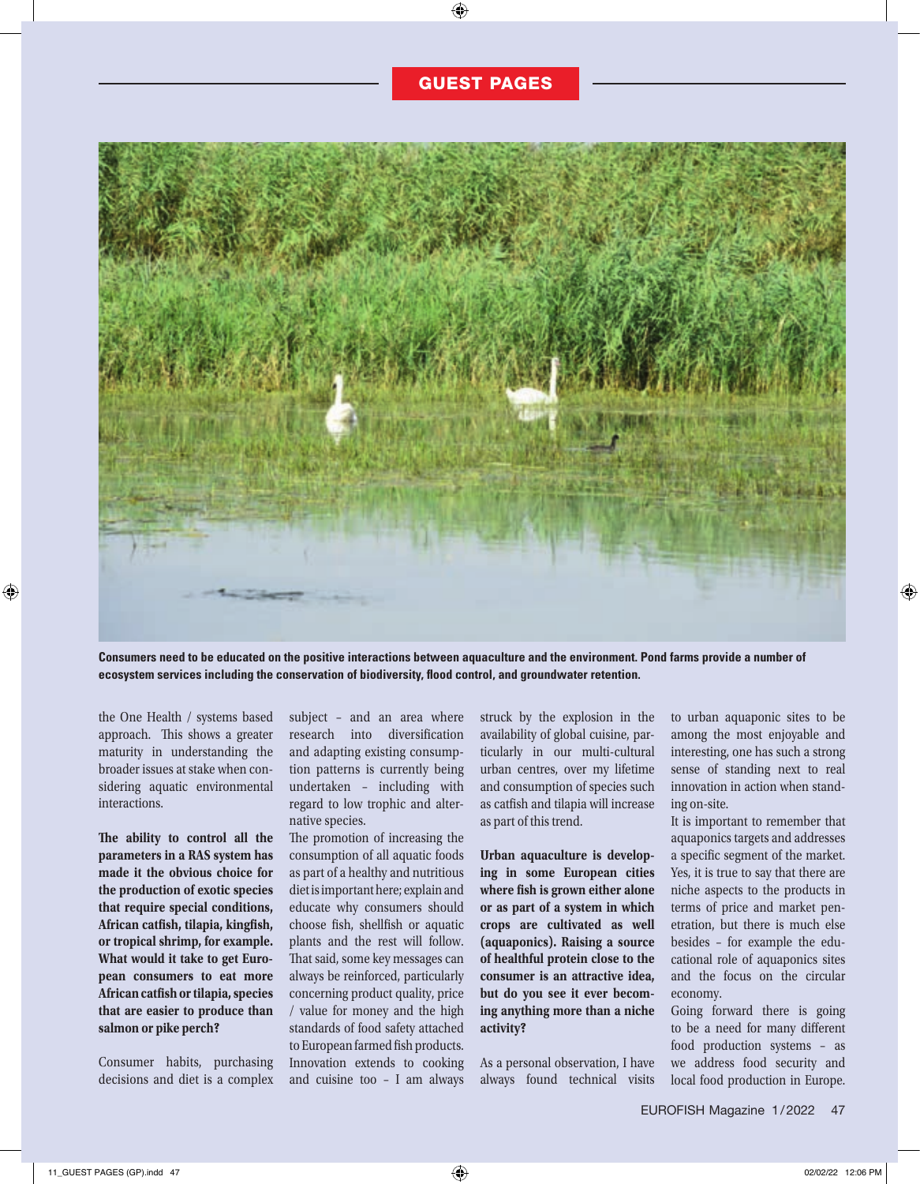Consumers need to be educated on the positive interactions between aquaculture and the environment. Pond farms provide a number of ecosystem services including the conservation of biodiversity, flood control, and groundwater retention.

the One Health / systems based approach. This shows a greater maturity in understanding the broader issues at stake when considering aquatic environmental interactions.

**The ability to control all the parameters in a RAS system has made it the obvious choice for the production of exotic species that require special conditions, African catfish, tilapia, kingfish, or tropical shrimp, for example. What would it take to get European consumers to eat more African catfish or tilapia, species that are easier to produce than salmon or pike perch?**

Consumer habits, purchasing decisions and diet is a complex subject – and an area where research into diversification and adapting existing consumption patterns is currently being undertaken – including with regard to low trophic and alternative species.

The promotion of increasing the consumption of all aquatic foods as part of a healthy and nutritious diet is important here; explain and educate why consumers should choose fish, shellfish or aquatic plants and the rest will follow. That said, some key messages can always be reinforced, particularly concerning product quality, price / value for money and the high standards of food safety attached to European farmed fish products. Innovation extends to cooking and cuisine too – I am always struck by the explosion in the availability of global cuisine, particularly in our multi-cultural urban centres, over my lifetime and consumption of species such as catfish and tilapia will increase as part of this trend.

**Urban aquaculture is developing in some European cities where fish is grown either alone or as part of a system in which crops are cultivated as well (aquaponics). Raising a source of healthful protein close to the consumer is an attractive idea, but do you see it ever becoming anything more than a niche activity?**

As a personal observation, I have always found technical visits to urban aquaponic sites to be among the most enjoyable and interesting, one has such a strong sense of standing next to real innovation in action when standing on-site.

It is important to remember that aquaponics targets and addresses a specific segment of the market. Yes, it is true to say that there are niche aspects to the products in terms of price and market penetration, but there is much else besides – for example the educational role of aquaponics sites and the focus on the circular economy.

Going forward there is going to be a need for many different food production systems – as we address food security and local food production in Europe.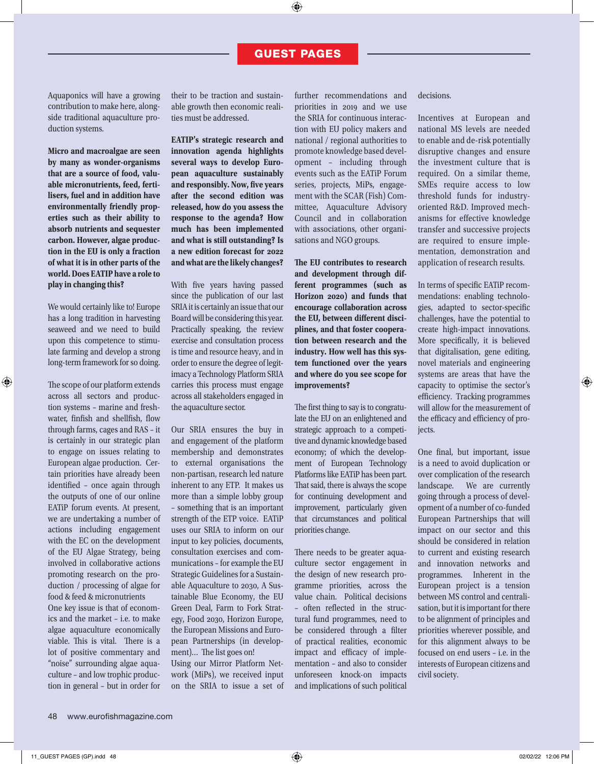Aquaponics will have a growing contribution to make here, alongside traditional aquaculture production systems.

**Micro and macroalgae are seen by many as wonder-organisms that are a source of food, valuable micronutrients, feed, fertilisers, fuel and in addition have environmentally friendly properties such as their ability to absorb nutrients and sequester carbon. However, algae production in the EU is only a fraction of what it is in other parts of the world. Does EATIP have a role to play in changing this?**

We would certainly like to! Europe has a long tradition in harvesting seaweed and we need to build upon this competence to stimulate farming and develop a strong long-term framework for so doing.

The scope of our platform extends across all sectors and production systems – marine and freshwater, finfish and shellfish, flow through farms, cages and RAS – it is certainly in our strategic plan to engage on issues relating to European algae production. Certain priorities have already been identified – once again through the outputs of one of our online EATiP forum events. At present, we are undertaking a number of actions including engagement with the EC on the development of the EU Algae Strategy, being involved in collaborative actions promoting research on the production / processing of algae for food & feed & micronutrients

One key issue is that of economics and the market – i.e. to make algae aquaculture economically viable. This is vital. There is a lot of positive commentary and "noise" surrounding algae aquaculture – and low trophic production in general – but in order for their to be traction and sustainable growth then economic realities must be addressed.

**EATIP's strategic research and innovation agenda highlights several ways to develop European aquaculture sustainably and responsibly. Now, five years after the second edition was released, how do you assess the response to the agenda? How much has been implemented and what is still outstanding? Is a new edition forecast for 2022 and what are the likely changes?**

With five years having passed since the publication of our last SRIA it is certainly an issue that our Board will be considering this year. Practically speaking, the review exercise and consultation process is time and resource heavy, and in order to ensure the degree of legitimacy a Technology Platform SRIA carries this process must engage across all stakeholders engaged in the aquaculture sector.

Our SRIA ensures the buy in and engagement of the platform membership and demonstrates to external organisations the non-partisan, research led nature inherent to any ETP. It makes us more than a simple lobby group – something that is an important strength of the ETP voice. EATiP uses our SRIA to inform on our input to key policies, documents, consultation exercises and communications – for example the EU Strategic Guidelines for a Sustainable Aquaculture to 2030, A Sustainable Blue Economy, the EU Green Deal, Farm to Fork Strategy, Food 2030, Horizon Europe, the European Missions and European Partnerships (in development)… The list goes on!

Using our Mirror Platform Network (MiPs), we received input on the SRIA to issue a set of further recommendations and priorities in 2019 and we use the SRIA for continuous interaction with EU policy makers and national / regional authorities to promote knowledge based development – including through events such as the EATiP Forum series, projects, MiPs, engagement with the SCAR (Fish) Committee, Aquaculture Advisory Council and in collaboration with associations, other organisations and NGO groups.

**The EU contributes to research and development through different programmes (such as Horizon 2020) and funds that encourage collaboration across the EU, between different disciplines, and that foster cooperation between research and the industry. How well has this system functioned over the years and where do you see scope for improvements?**

The first thing to say is to congratulate the EU on an enlightened and strategic approach to a competitive and dynamic knowledge based economy; of which the development of European Technology Platforms like EATiP has been part. That said, there is always the scope for continuing development and improvement, particularly given that circumstances and political priorities change.

There needs to be greater aquaculture sector engagement in the design of new research programme priorities, across the value chain. Political decisions – often reflected in the structural fund programmes, need to be considered through a filter of practical realities, economic impact and efficacy of implementation – and also to consider unforeseen knock-on impacts and implications of such political decisions.

Incentives at European and national MS levels are needed to enable and de-risk potentially disruptive changes and ensure the investment culture that is required. On a similar theme, SMEs require access to low threshold funds for industry-oriented R&D. Improved mechanisms for effective knowledge transfer and successive projects are required to ensure implementation, demonstration and application of research results.

In terms of specific EATiP recommendations: enabling technologies, adapted to sector-specific challenges, have the potential to create high-impact innovations. More specifically, it is believed that digitalisation, gene editing, novel materials and engineering systems are areas that have the capacity to optimise the sector's efficiency. Tracking programmes will allow for the measurement of the efficacy and efficiency of projects.

One final, but important, issue is a need to avoid duplication or over complication of the research landscape. We are currently going through a process of development of a number of co-funded European Partnerships that will impact on our sector and this should be considered in relation to current and existing research and innovation networks and programmes. Inherent in the European project is a tension between MS control and centralisation, but it is important for there to be alignment of principles and priorities wherever possible, and for this alignment always to be focused on end users – i.e. in the interests of European citizens and civil society.